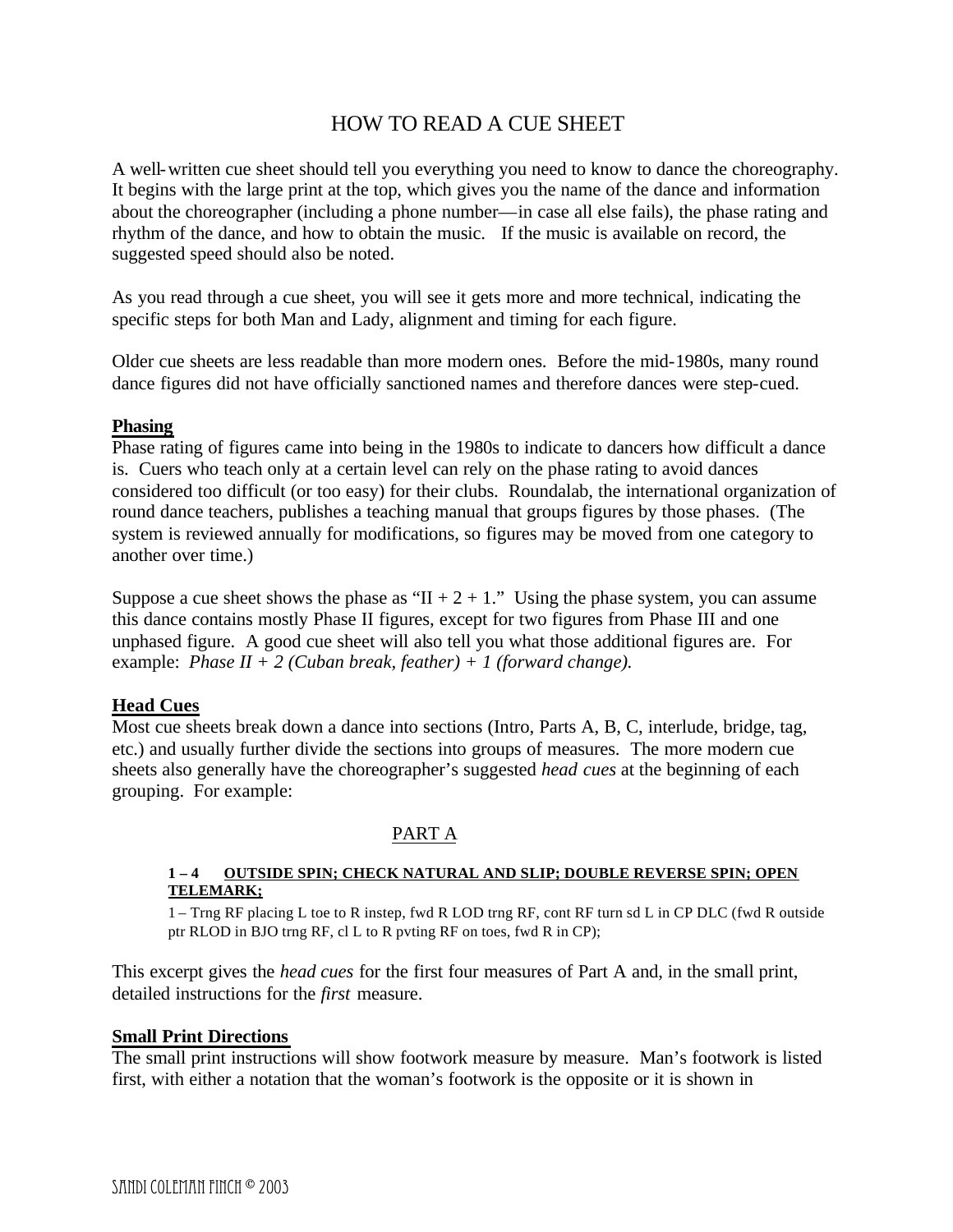# HOW TO READ A CUE SHEET

A well-written cue sheet should tell you everything you need to know to dance the choreography. It begins with the large print at the top, which gives you the name of the dance and information about the choreographer (including a phone number—in case all else fails), the phase rating and rhythm of the dance, and how to obtain the music. If the music is available on record, the suggested speed should also be noted.

As you read through a cue sheet, you will see it gets more and more technical, indicating the specific steps for both Man and Lady, alignment and timing for each figure.

Older cue sheets are less readable than more modern ones. Before the mid-1980s, many round dance figures did not have officially sanctioned names and therefore dances were step-cued.

**Phasing**

Phase rating of figures came into being in the 1980s to indicate to dancers how difficult a dance is. Cuers who teach only at a certain level can rely on the phase rating to avoid dances considered too difficult (or too easy) for their clubs. Roundalab, the international organization of round dance teachers, publishes a teaching manual that groups figures by those phases. (The system is reviewed annually for modifications, so figures may be moved from one category to another over time.)

Suppose a cue sheet shows the phase as "II + 2 + 1." Using the phase system, you can assume this dance contains mostly Phase II figures, except for two figures from Phase III and one unphased figure. A good cue sheet will also tell you what those additional figures are. For example: *Phase II + 2 (Cuban break, feather) + 1 (forward change).*

**Head Cues**

Most cue sheets break down a dance into sections (Intro, Parts A, B, C, interlude, bridge, tag, etc.) and usually further divide the sections into groups of measures. The more modern cue sheets also generally have the choreographer's suggested *head cues* at the beginning of each grouping. For example:

<u>PART A</u>

**1 – 4 <u>OUTSIDE SPIN; CHECK NATURAL AND SLIP; DOUBLE REVERSE SPIN; OPEN TELEMARK;</u>**

1 – Trng RF placing L toe to R instep, fwd R LOD trng RF, cont RF turn sd L in CP DLC (fwd R outside ptr RLOD in BJO trng RF, cl L to R pvting RF on toes, fwd R in CP);

This excerpt gives the *head cues* for the first four measures of Part A and, in the small print, detailed instructions for the *first* measure.

**Small Print Directions**

The small print instructions will show footwork measure by measure. Man's footwork is listed first, with either a notation that the woman's footwork is the opposite or it is shown in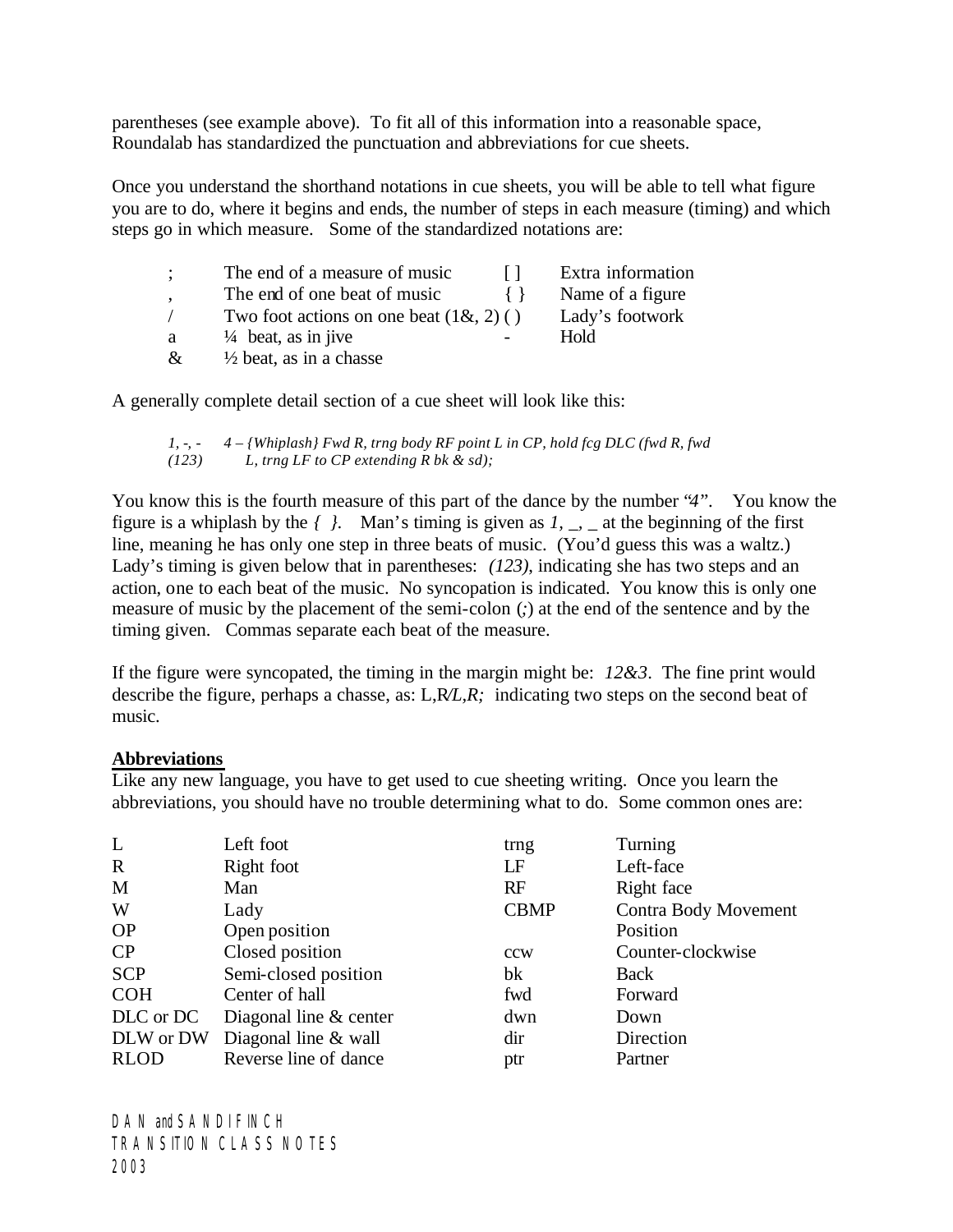parentheses (see example above). To fit all of this information into a reasonable space, Roundalab has standardized the punctuation and abbreviations for cue sheets.

Once you understand the shorthand notations in cue sheets, you will be able to tell what figure you are to do, where it begins and ends, the number of steps in each measure (timing) and which steps go in which measure. Some of the standardized notations are:

| | | | |
|---|---|---|---|
| ; | The end of a measure of music | [ ] | Extra information |
| , | The end of one beat of music | { } | Name of a figure |
| / | Two foot actions on one beat (1&, 2) | ( ) | Lady's footwork |
| a | ¼ beat, as in jive | - | Hold |
| & | ½ beat, as in a chasse | | |

A generally complete detail section of a cue sheet will look like this:

*1, -, -   4 – {Whiplash} Fwd R, trng body RF point L in CP, hold fcg DLC (fwd R, fwd*
*(123)   L, trng LF to CP extending R bk & sd);*

You know this is the fourth measure of this part of the dance by the number "*4*". You know the figure is a whiplash by the *{ }*. Man's timing is given as *1, _, _* at the beginning of the first line, meaning he has only one step in three beats of music. (You'd guess this was a waltz.) Lady's timing is given below that in parentheses: *(123)*, indicating she has two steps and an action, one to each beat of the music. No syncopation is indicated. You know this is only one measure of music by the placement of the semi-colon (*;*) at the end of the sentence and by the timing given. Commas separate each beat of the measure.

If the figure were syncopated, the timing in the margin might be: *12&3*. The fine print would describe the figure, perhaps a chasse, as: L,R*/L,R;* indicating two steps on the second beat of music.

## Abbreviations

Like any new language, you have to get used to cue sheeting writing. Once you learn the abbreviations, you should have no trouble determining what to do. Some common ones are:

| | | | |
|---|---|---|---|
| L | Left foot | trng | Turning |
| R | Right foot | LF | Left-face |
| M | Man | RF | Right face |
| W | Lady | CBMP | Contra Body Movement Position |
| OP | Open position | | |
| CP | Closed position | ccw | Counter-clockwise |
| SCP | Semi-closed position | bk | Back |
| COH | Center of hall | fwd | Forward |
| DLC or DC | Diagonal line & center | dwn | Down |
| DLW or DW | Diagonal line & wall | dir | Direction |
| RLOD | Reverse line of dance | ptr | Partner |